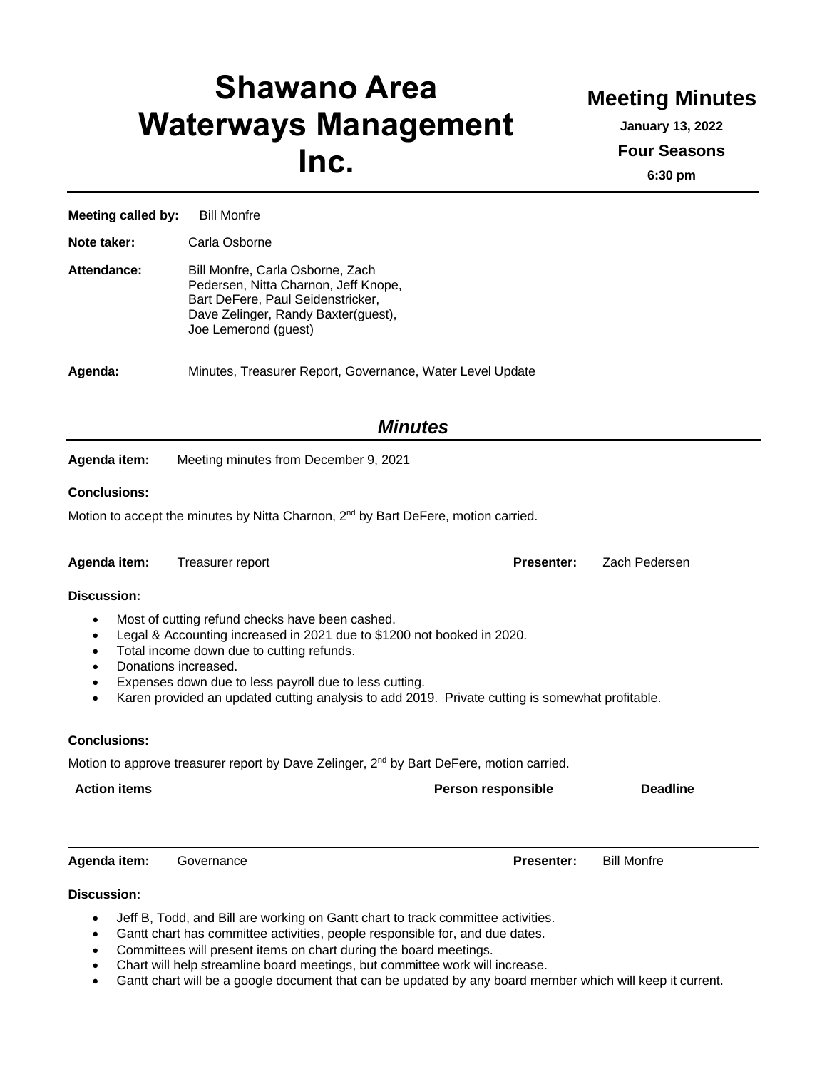# Shawano Area Waterways Management Inc.

## Meeting Minutes

**January 13, 2022**

**Four Seasons**

**6:30 pm**

---

**Meeting called by:** Bill Monfre

**Note taker:** Carla Osborne

**Attendance:** Bill Monfre, Carla Osborne, Zach Pedersen, Nitta Charnon, Jeff Knope, Bart DeFere, Paul Seidenstricker, Dave Zelinger, Randy Baxter(guest), Joe Lemerond (guest)

**Agenda:** Minutes, Treasurer Report, Governance, Water Level Update

## *Minutes*

**Agenda item:** Meeting minutes from December 9, 2021

**Conclusions:**

Motion to accept the minutes by Nitta Charnon, 2nd by Bart DeFere, motion carried.

---

**Agenda item:** Treasurer report **Presenter:** Zach Pedersen

**Discussion:**

- Most of cutting refund checks have been cashed.
- Legal & Accounting increased in 2021 due to $1200 not booked in 2020.
- Total income down due to cutting refunds.
- Donations increased.
- Expenses down due to less payroll due to less cutting.
- Karen provided an updated cutting analysis to add 2019. Private cutting is somewhat profitable.

**Conclusions:**

Motion to approve treasurer report by Dave Zelinger, 2nd by Bart DeFere, motion carried.

| Action items | Person responsible | Deadline |
|---|---|---|
| | | |

---

**Agenda item:** Governance **Presenter:** Bill Monfre

**Discussion:**

- Jeff B, Todd, and Bill are working on Gantt chart to track committee activities.
- Gantt chart has committee activities, people responsible for, and due dates.
- Committees will present items on chart during the board meetings.
- Chart will help streamline board meetings, but committee work will increase.
- Gantt chart will be a google document that can be updated by any board member which will keep it current.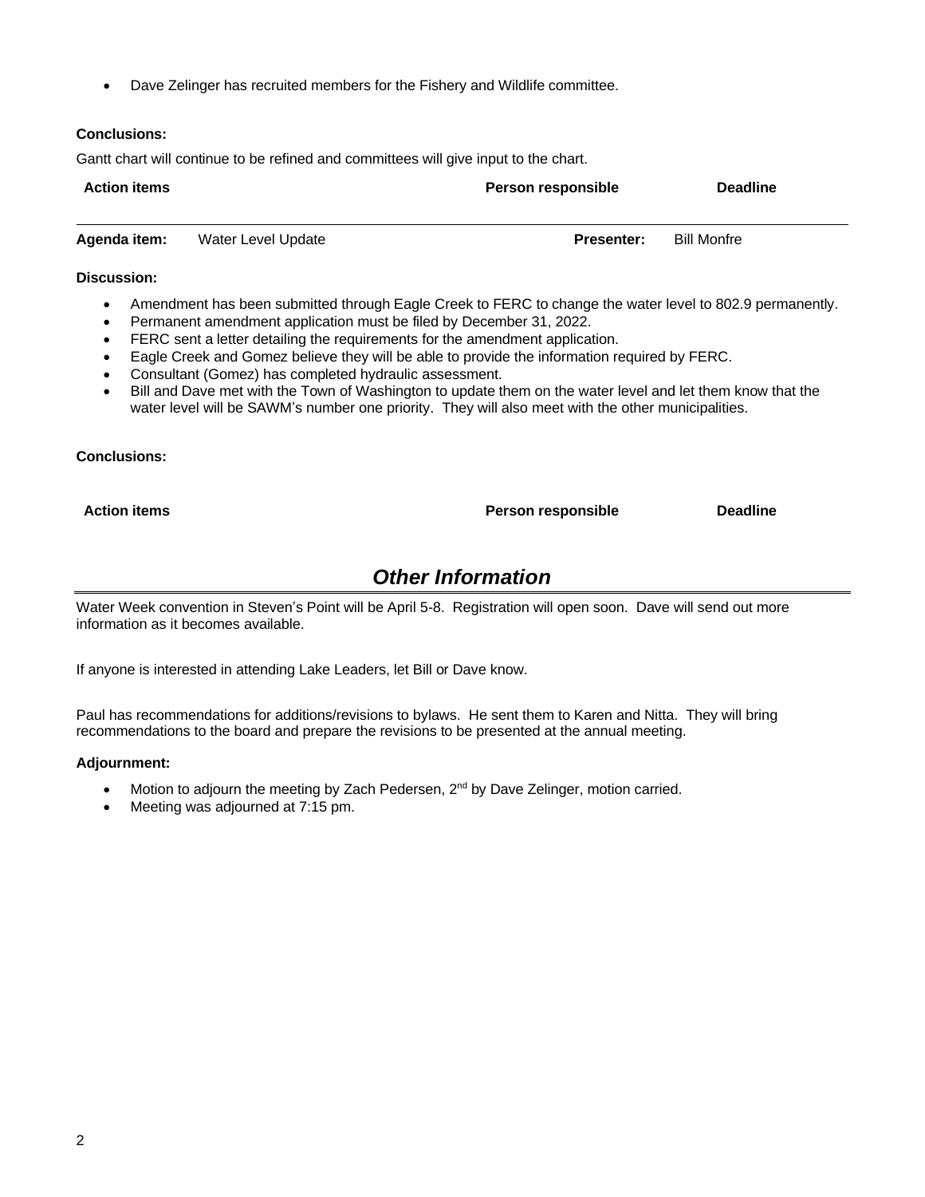- Dave Zelinger has recruited members for the Fishery and Wildlife committee.

**Conclusions:**

Gantt chart will continue to be refined and committees will give input to the chart.

| Action items | Person responsible | Deadline |
|---|---|---|

**Agenda item:** Water Level Update **Presenter:** Bill Monfre

**Discussion:**

- Amendment has been submitted through Eagle Creek to FERC to change the water level to 802.9 permanently.
- Permanent amendment application must be filed by December 31, 2022.
- FERC sent a letter detailing the requirements for the amendment application.
- Eagle Creek and Gomez believe they will be able to provide the information required by FERC.
- Consultant (Gomez) has completed hydraulic assessment.
- Bill and Dave met with the Town of Washington to update them on the water level and let them know that the water level will be SAWM's number one priority. They will also meet with the other municipalities.

**Conclusions:**

| Action items | Person responsible | Deadline |
|---|---|---|

## *Other Information*

Water Week convention in Steven's Point will be April 5-8. Registration will open soon. Dave will send out more information as it becomes available.

If anyone is interested in attending Lake Leaders, let Bill or Dave know.

Paul has recommendations for additions/revisions to bylaws. He sent them to Karen and Nitta. They will bring recommendations to the board and prepare the revisions to be presented at the annual meeting.

**Adjournment:**

- Motion to adjourn the meeting by Zach Pedersen, 2nd by Dave Zelinger, motion carried.
- Meeting was adjourned at 7:15 pm.